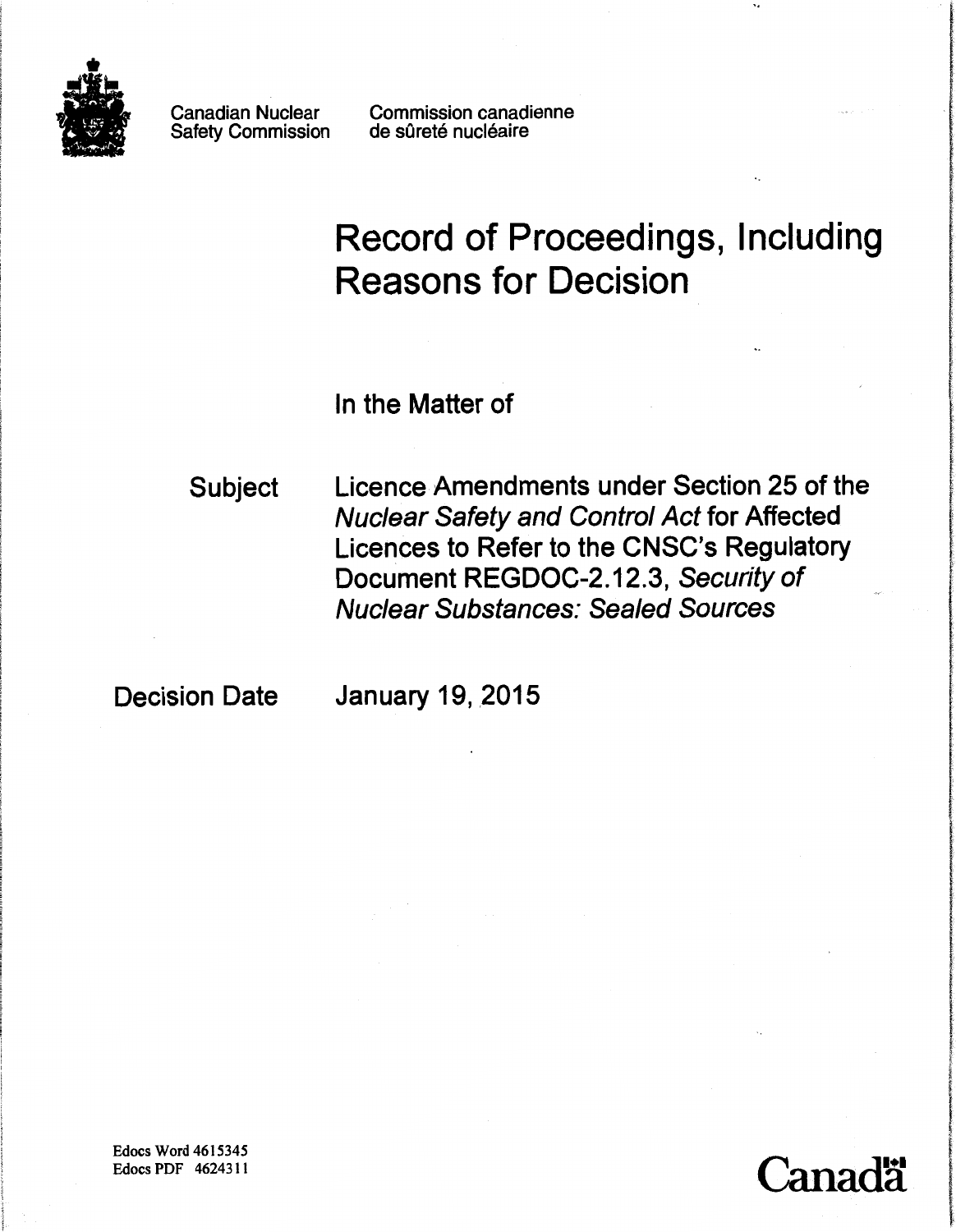Canadian Nuclear Safety Commission

Commission canadienne de sûreté nucléaire

# Record of Proceedings, Including Reasons for Decision

In the Matter of

| | |
|---|---|
| Subject | Licence Amendments under Section 25 of the *Nuclear Safety and Control Act* for Affected Licences to Refer to the CNSC's Regulatory Document REGDOC-2.12.3, *Security of Nuclear Substances: Sealed Sources* |
| Decision Date | January 19, 2015 |

Edocs Word 4615345
Edocs PDF 4624311

Canada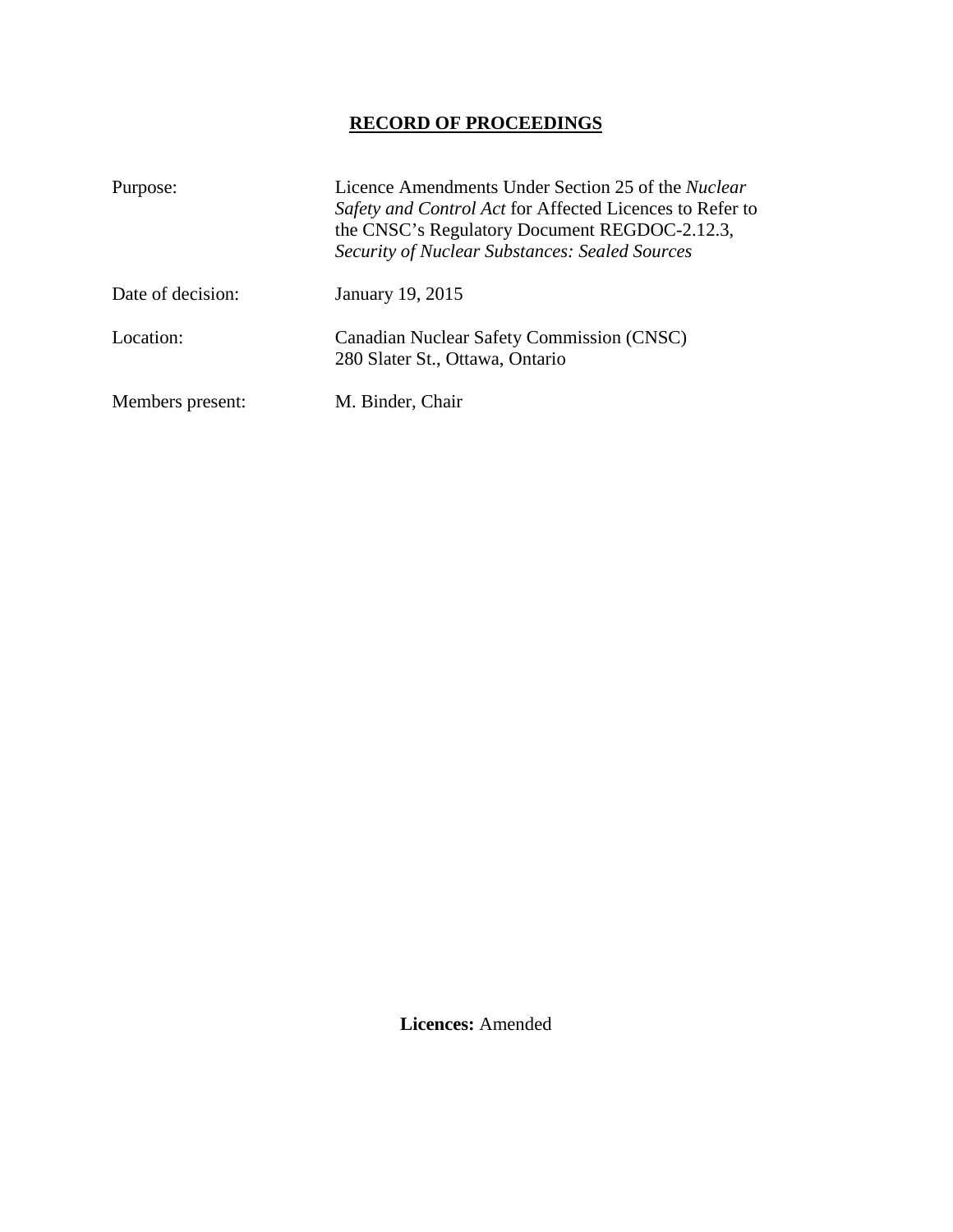# RECORD OF PROCEEDINGS

| | |
|---|---|
| Purpose: | Licence Amendments Under Section 25 of the *Nuclear Safety and Control Act* for Affected Licences to Refer to the CNSC's Regulatory Document REGDOC-2.12.3, *Security of Nuclear Substances: Sealed Sources* |
| Date of decision: | January 19, 2015 |
| Location: | Canadian Nuclear Safety Commission (CNSC) 280 Slater St., Ottawa, Ontario |
| Members present: | M. Binder, Chair |

**Licences:** Amended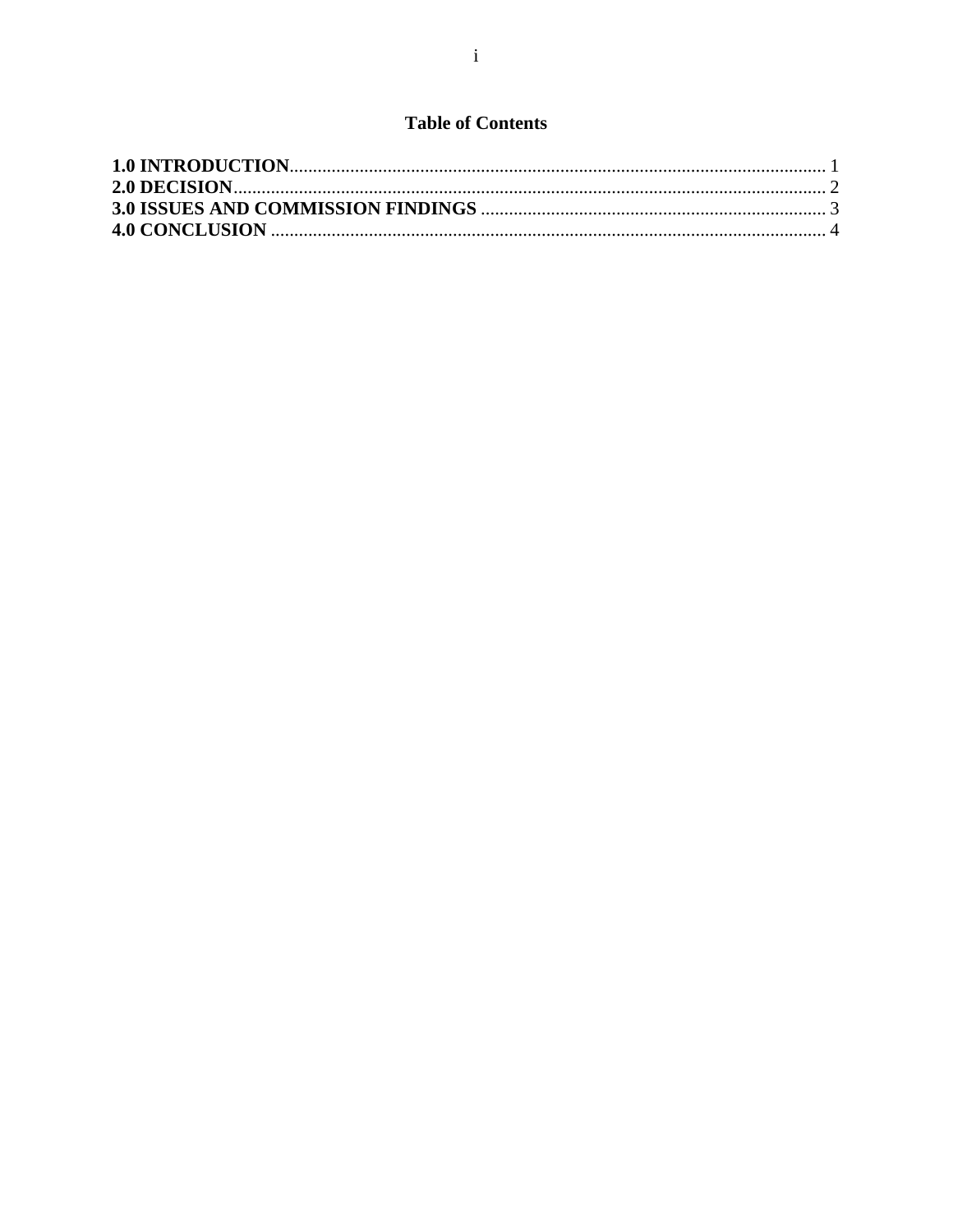## Table of Contents

**1.0 INTRODUCTION**.................................................................................................................. 1
**2.0 DECISION**.............................................................................................................................. 2
**3.0 ISSUES AND COMMISSION FINDINGS** ......................................................................... 3
**4.0 CONCLUSION** ...................................................................................................................... 4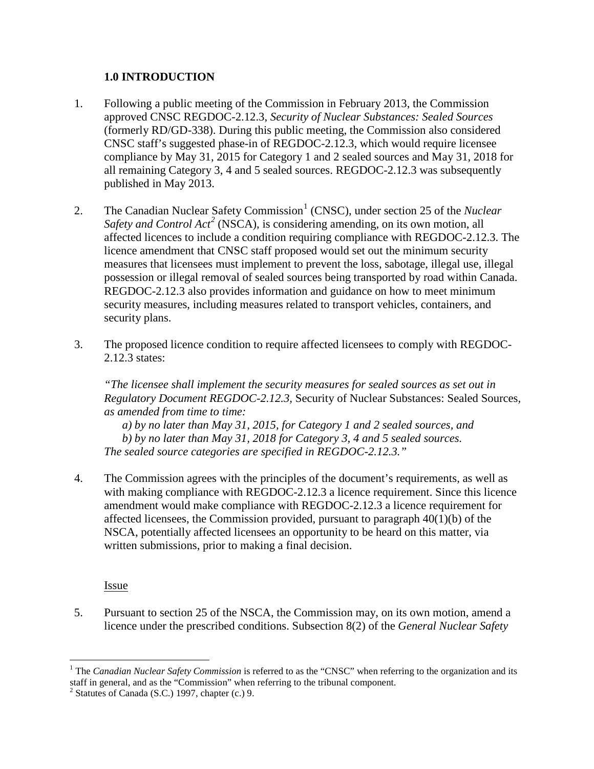## 1.0 INTRODUCTION

1. Following a public meeting of the Commission in February 2013, the Commission approved CNSC REGDOC-2.12.3, *Security of Nuclear Substances: Sealed Sources* (formerly RD/GD-338). During this public meeting, the Commission also considered CNSC staff's suggested phase-in of REGDOC-2.12.3, which would require licensee compliance by May 31, 2015 for Category 1 and 2 sealed sources and May 31, 2018 for all remaining Category 3, 4 and 5 sealed sources. REGDOC-2.12.3 was subsequently published in May 2013.

2. The Canadian Nuclear Safety Commission[1] (CNSC), under section 25 of the *Nuclear Safety and Control Act*[2] (NSCA), is considering amending, on its own motion, all affected licences to include a condition requiring compliance with REGDOC-2.12.3. The licence amendment that CNSC staff proposed would set out the minimum security measures that licensees must implement to prevent the loss, sabotage, illegal use, illegal possession or illegal removal of sealed sources being transported by road within Canada. REGDOC-2.12.3 also provides information and guidance on how to meet minimum security measures, including measures related to transport vehicles, containers, and security plans.

3. The proposed licence condition to require affected licensees to comply with REGDOC-2.12.3 states:

   *"The licensee shall implement the security measures for sealed sources as set out in Regulatory Document REGDOC-2.12.3,* Security of Nuclear Substances: Sealed Sources*, as amended from time to time:*
   *a) by no later than May 31, 2015, for Category 1 and 2 sealed sources, and*
   *b) by no later than May 31, 2018 for Category 3, 4 and 5 sealed sources.*
   *The sealed source categories are specified in REGDOC-2.12.3."*

4. The Commission agrees with the principles of the document's requirements, as well as with making compliance with REGDOC-2.12.3 a licence requirement. Since this licence amendment would make compliance with REGDOC-2.12.3 a licence requirement for affected licensees, the Commission provided, pursuant to paragraph 40(1)(b) of the NSCA, potentially affected licensees an opportunity to be heard on this matter, via written submissions, prior to making a final decision.

Issue

5. Pursuant to section 25 of the NSCA, the Commission may, on its own motion, amend a licence under the prescribed conditions. Subsection 8(2) of the *General Nuclear Safety*

[1] The *Canadian Nuclear Safety Commission* is referred to as the "CNSC" when referring to the organization and its staff in general, and as the "Commission" when referring to the tribunal component.

[2] Statutes of Canada (S.C.) 1997, chapter (c.) 9.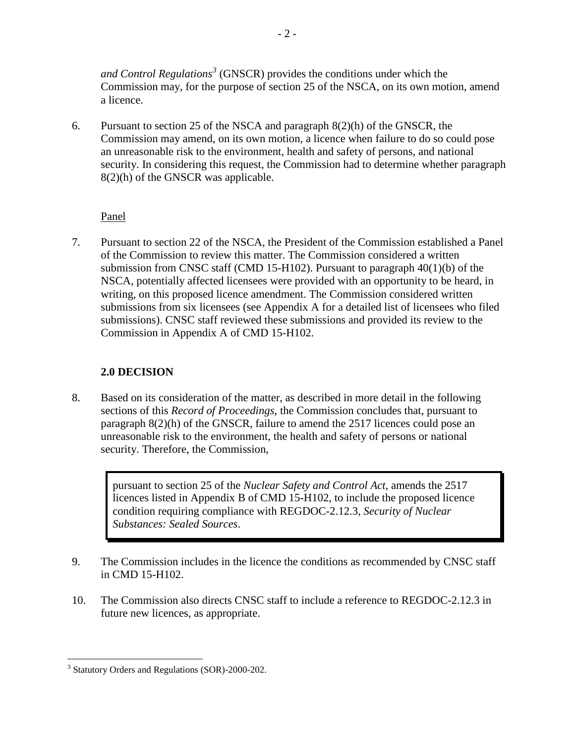*and Control Regulations*[3] (GNSCR) provides the conditions under which the Commission may, for the purpose of section 25 of the NSCA, on its own motion, amend a licence.

6. Pursuant to section 25 of the NSCA and paragraph 8(2)(h) of the GNSCR, the Commission may amend, on its own motion, a licence when failure to do so could pose an unreasonable risk to the environment, health and safety of persons, and national security. In considering this request, the Commission had to determine whether paragraph 8(2)(h) of the GNSCR was applicable.

Panel

7. Pursuant to section 22 of the NSCA, the President of the Commission established a Panel of the Commission to review this matter. The Commission considered a written submission from CNSC staff (CMD 15-H102). Pursuant to paragraph 40(1)(b) of the NSCA, potentially affected licensees were provided with an opportunity to be heard, in writing, on this proposed licence amendment. The Commission considered written submissions from six licensees (see Appendix A for a detailed list of licensees who filed submissions). CNSC staff reviewed these submissions and provided its review to the Commission in Appendix A of CMD 15-H102.

## 2.0 DECISION

8. Based on its consideration of the matter, as described in more detail in the following sections of this *Record of Proceedings*, the Commission concludes that, pursuant to paragraph 8(2)(h) of the GNSCR, failure to amend the 2517 licences could pose an unreasonable risk to the environment, the health and safety of persons or national security. Therefore, the Commission,

> pursuant to section 25 of the *Nuclear Safety and Control Act*, amends the 2517 licences listed in Appendix B of CMD 15-H102, to include the proposed licence condition requiring compliance with REGDOC-2.12.3, *Security of Nuclear Substances: Sealed Sources*.

9. The Commission includes in the licence the conditions as recommended by CNSC staff in CMD 15-H102.

10. The Commission also directs CNSC staff to include a reference to REGDOC-2.12.3 in future new licences, as appropriate.

[3] Statutory Orders and Regulations (SOR)-2000-202.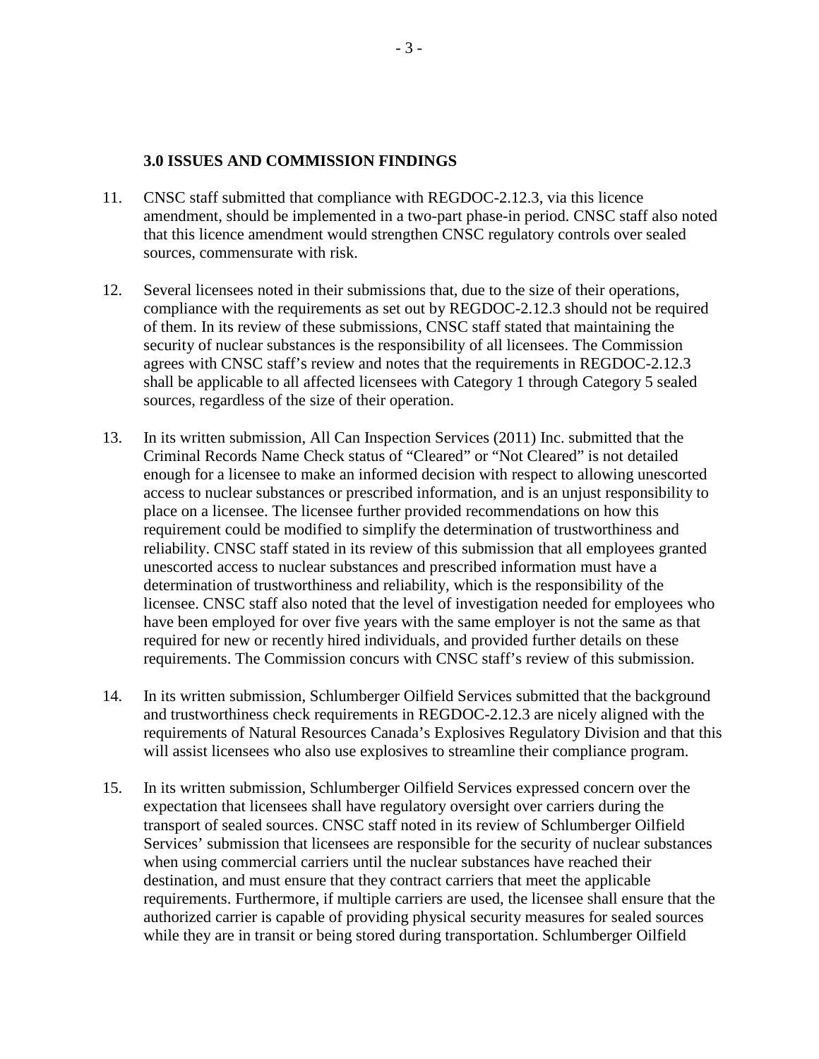### 3.0 ISSUES AND COMMISSION FINDINGS

11. CNSC staff submitted that compliance with REGDOC-2.12.3, via this licence amendment, should be implemented in a two-part phase-in period. CNSC staff also noted that this licence amendment would strengthen CNSC regulatory controls over sealed sources, commensurate with risk.

12. Several licensees noted in their submissions that, due to the size of their operations, compliance with the requirements as set out by REGDOC-2.12.3 should not be required of them. In its review of these submissions, CNSC staff stated that maintaining the security of nuclear substances is the responsibility of all licensees. The Commission agrees with CNSC staff's review and notes that the requirements in REGDOC-2.12.3 shall be applicable to all affected licensees with Category 1 through Category 5 sealed sources, regardless of the size of their operation.

13. In its written submission, All Can Inspection Services (2011) Inc. submitted that the Criminal Records Name Check status of "Cleared" or "Not Cleared" is not detailed enough for a licensee to make an informed decision with respect to allowing unescorted access to nuclear substances or prescribed information, and is an unjust responsibility to place on a licensee. The licensee further provided recommendations on how this requirement could be modified to simplify the determination of trustworthiness and reliability. CNSC staff stated in its review of this submission that all employees granted unescorted access to nuclear substances and prescribed information must have a determination of trustworthiness and reliability, which is the responsibility of the licensee. CNSC staff also noted that the level of investigation needed for employees who have been employed for over five years with the same employer is not the same as that required for new or recently hired individuals, and provided further details on these requirements. The Commission concurs with CNSC staff's review of this submission.

14. In its written submission, Schlumberger Oilfield Services submitted that the background and trustworthiness check requirements in REGDOC-2.12.3 are nicely aligned with the requirements of Natural Resources Canada's Explosives Regulatory Division and that this will assist licensees who also use explosives to streamline their compliance program.

15. In its written submission, Schlumberger Oilfield Services expressed concern over the expectation that licensees shall have regulatory oversight over carriers during the transport of sealed sources. CNSC staff noted in its review of Schlumberger Oilfield Services' submission that licensees are responsible for the security of nuclear substances when using commercial carriers until the nuclear substances have reached their destination, and must ensure that they contract carriers that meet the applicable requirements. Furthermore, if multiple carriers are used, the licensee shall ensure that the authorized carrier is capable of providing physical security measures for sealed sources while they are in transit or being stored during transportation. Schlumberger Oilfield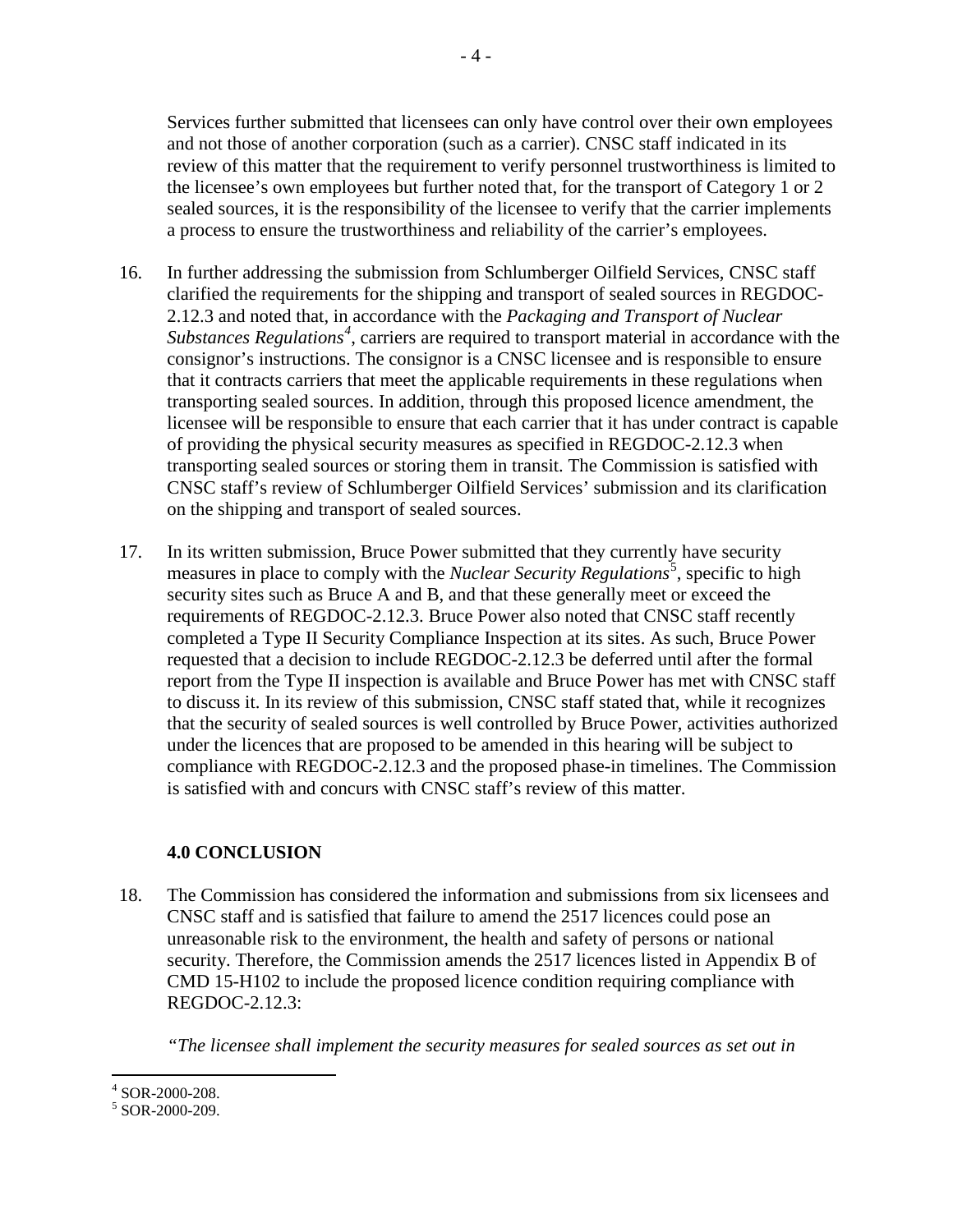Services further submitted that licensees can only have control over their own employees and not those of another corporation (such as a carrier). CNSC staff indicated in its review of this matter that the requirement to verify personnel trustworthiness is limited to the licensee's own employees but further noted that, for the transport of Category 1 or 2 sealed sources, it is the responsibility of the licensee to verify that the carrier implements a process to ensure the trustworthiness and reliability of the carrier's employees.

16. In further addressing the submission from Schlumberger Oilfield Services, CNSC staff clarified the requirements for the shipping and transport of sealed sources in REGDOC-2.12.3 and noted that, in accordance with the *Packaging and Transport of Nuclear Substances Regulations*[4], carriers are required to transport material in accordance with the consignor's instructions. The consignor is a CNSC licensee and is responsible to ensure that it contracts carriers that meet the applicable requirements in these regulations when transporting sealed sources. In addition, through this proposed licence amendment, the licensee will be responsible to ensure that each carrier that it has under contract is capable of providing the physical security measures as specified in REGDOC-2.12.3 when transporting sealed sources or storing them in transit. The Commission is satisfied with CNSC staff's review of Schlumberger Oilfield Services' submission and its clarification on the shipping and transport of sealed sources.

17. In its written submission, Bruce Power submitted that they currently have security measures in place to comply with the *Nuclear Security Regulations*[5], specific to high security sites such as Bruce A and B, and that these generally meet or exceed the requirements of REGDOC-2.12.3. Bruce Power also noted that CNSC staff recently completed a Type II Security Compliance Inspection at its sites. As such, Bruce Power requested that a decision to include REGDOC-2.12.3 be deferred until after the formal report from the Type II inspection is available and Bruce Power has met with CNSC staff to discuss it. In its review of this submission, CNSC staff stated that, while it recognizes that the security of sealed sources is well controlled by Bruce Power, activities authorized under the licences that are proposed to be amended in this hearing will be subject to compliance with REGDOC-2.12.3 and the proposed phase-in timelines. The Commission is satisfied with and concurs with CNSC staff's review of this matter.

## 4.0 CONCLUSION

18. The Commission has considered the information and submissions from six licensees and CNSC staff and is satisfied that failure to amend the 2517 licences could pose an unreasonable risk to the environment, the health and safety of persons or national security. Therefore, the Commission amends the 2517 licences listed in Appendix B of CMD 15-H102 to include the proposed licence condition requiring compliance with REGDOC-2.12.3:

*"The licensee shall implement the security measures for sealed sources as set out in*

---

[4] SOR-2000-208.

[5] SOR-2000-209.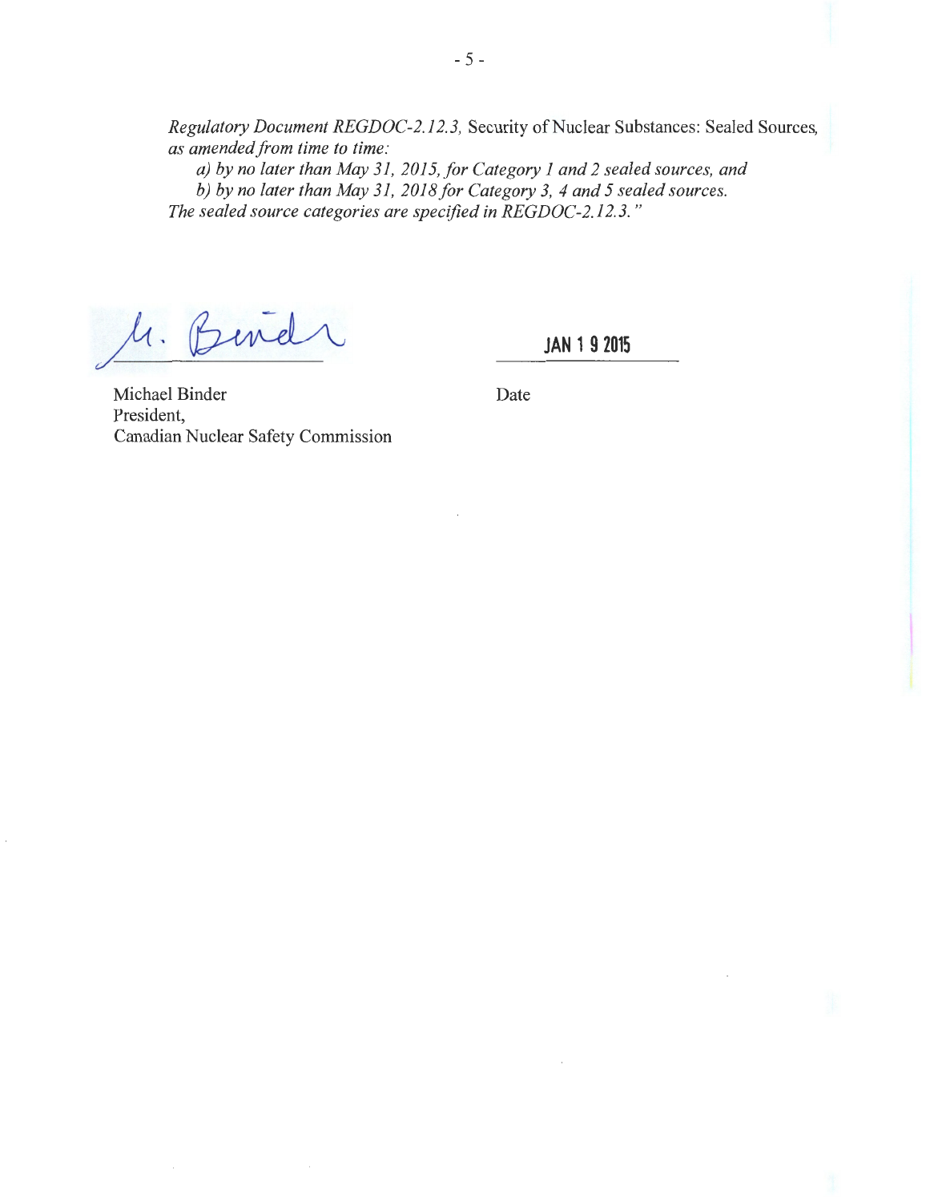*Regulatory Document REGDOC-2.12.3,* Security of Nuclear Substances: Sealed Sources, *as amended from time to time:*

*a) by no later than May 31, 2015, for Category 1 and 2 sealed sources, and*

*b) by no later than May 31, 2018 for Category 3, 4 and 5 sealed sources.*

*The sealed source categories are specified in REGDOC-2.12.3."*

M. Binder

Michael Binder
President,
Canadian Nuclear Safety Commission

JAN 19 2015

Date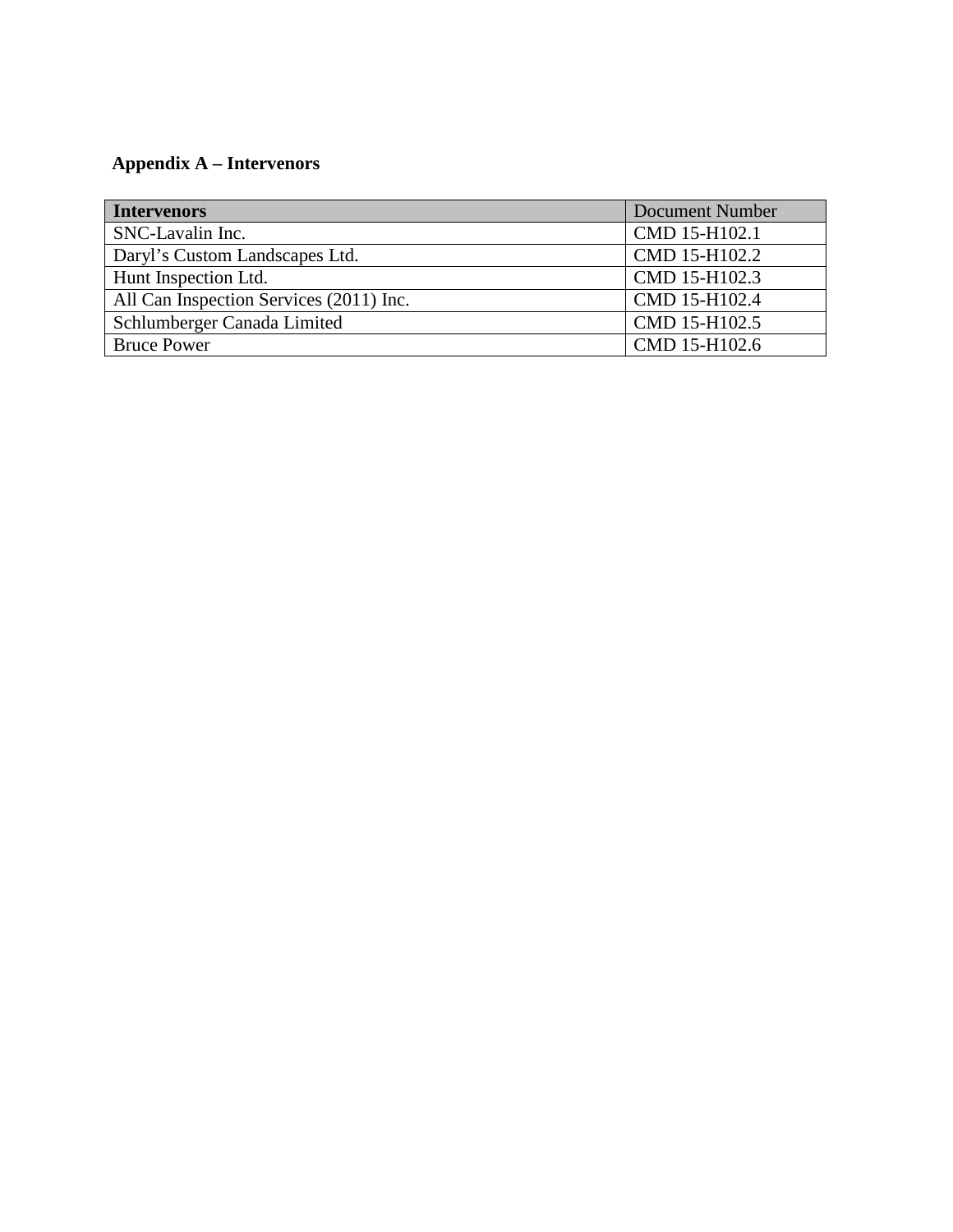**Appendix A – Intervenors**

| **Intervenors** | Document Number |
| --- | --- |
| SNC-Lavalin Inc. | CMD 15-H102.1 |
| Daryl's Custom Landscapes Ltd. | CMD 15-H102.2 |
| Hunt Inspection Ltd. | CMD 15-H102.3 |
| All Can Inspection Services (2011) Inc. | CMD 15-H102.4 |
| Schlumberger Canada Limited | CMD 15-H102.5 |
| Bruce Power | CMD 15-H102.6 |